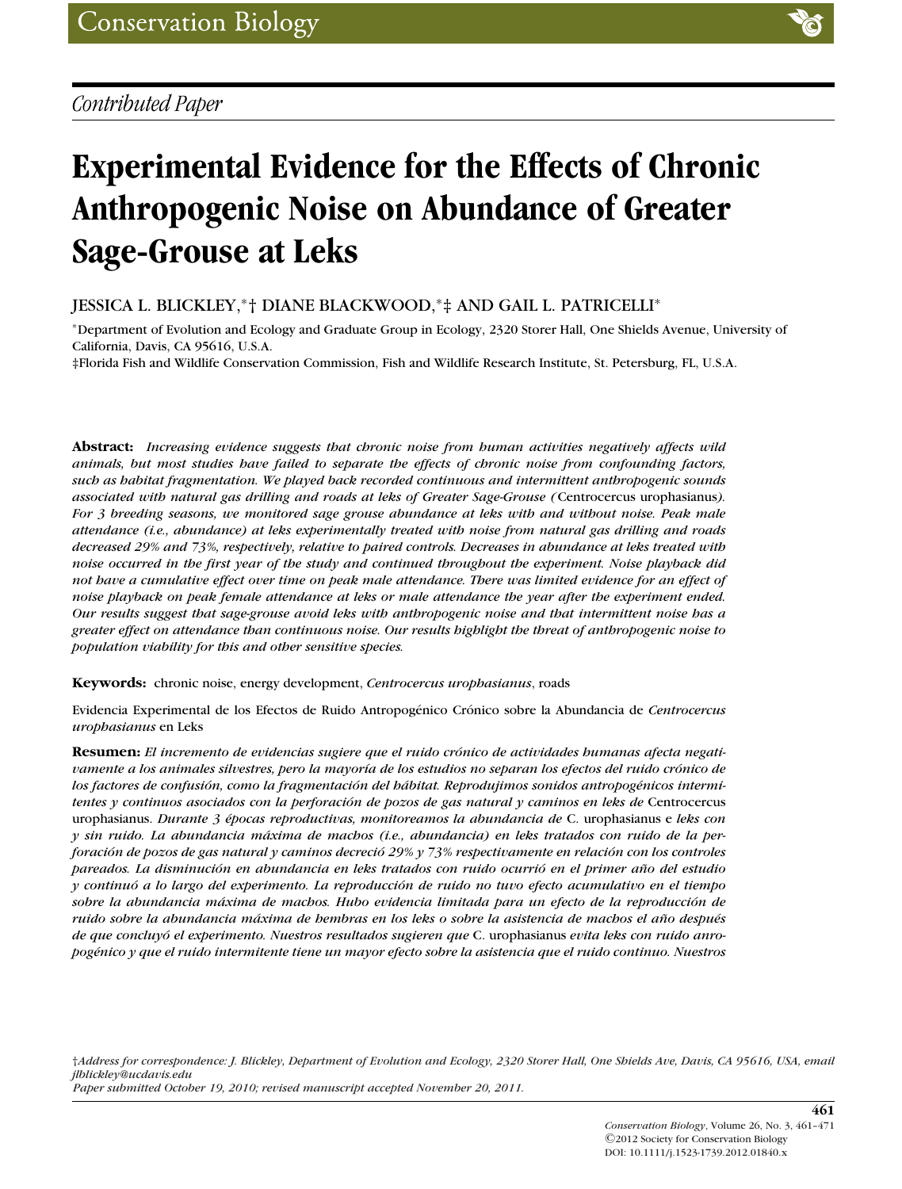Conservation Biology

*Contributed Paper*

# Experimental Evidence for the Effects of Chronic Anthropogenic Noise on Abundance of Greater Sage-Grouse at Leks

JESSICA L. BLICKLEY,*† DIANE BLACKWOOD,*‡ AND GAIL L. PATRICELLI*

*Department of Evolution and Ecology and Graduate Group in Ecology, 2320 Storer Hall, One Shields Avenue, University of California, Davis, CA 95616, U.S.A.

‡Florida Fish and Wildlife Conservation Commission, Fish and Wildlife Research Institute, St. Petersburg, FL, U.S.A.

**Abstract:** *Increasing evidence suggests that chronic noise from human activities negatively affects wild animals, but most studies have failed to separate the effects of chronic noise from confounding factors, such as habitat fragmentation. We played back recorded continuous and intermittent anthropogenic sounds associated with natural gas drilling and roads at leks of Greater Sage-Grouse (*Centrocercus urophasianus*). For 3 breeding seasons, we monitored sage grouse abundance at leks with and without noise. Peak male attendance (i.e., abundance) at leks experimentally treated with noise from natural gas drilling and roads decreased 29% and 73%, respectively, relative to paired controls. Decreases in abundance at leks treated with noise occurred in the first year of the study and continued throughout the experiment. Noise playback did not have a cumulative effect over time on peak male attendance. There was limited evidence for an effect of noise playback on peak female attendance at leks or male attendance the year after the experiment ended. Our results suggest that sage-grouse avoid leks with anthropogenic noise and that intermittent noise has a greater effect on attendance than continuous noise. Our results highlight the threat of anthropogenic noise to population viability for this and other sensitive species.*

**Keywords:** chronic noise, energy development, *Centrocercus urophasianus*, roads

Evidencia Experimental de los Efectos de Ruido Antropogénico Crónico sobre la Abundancia de *Centrocercus urophasianus* en Leks

**Resumen:** *El incremento de evidencias sugiere que el ruido crónico de actividades humanas afecta negativamente a los animales silvestres, pero la mayoría de los estudios no separan los efectos del ruido crónico de los factores de confusión, como la fragmentación del hábitat. Reprodujimos sonidos antropogénicos intermitentes y continuos asociados con la perforación de pozos de gas natural y caminos en leks de* Centrocercus urophasianus. *Durante 3 épocas reproductivas, monitoreamos la abundancia de* C. urophasianus *e leks con y sin ruido. La abundancia máxima de machos (i.e., abundancia) en leks tratados con ruido de la perforación de pozos de gas natural y caminos decreció 29% y 73% respectivamente en relación con los controles pareados. La disminución en abundancia en leks tratados con ruido ocurrió en el primer año del estudio y continuó a lo largo del experimento. La reproducción de ruido no tuvo efecto acumulativo en el tiempo sobre la abundancia máxima de machos. Hubo evidencia limitada para un efecto de la reproducción de ruido sobre la abundancia máxima de hembras en los leks o sobre la asistencia de machos el año después de que concluyó el experimento. Nuestros resultados sugieren que* C. urophasianus *evita leks con ruido antropogénico y que el ruido intermitente tiene un mayor efecto sobre la asistencia que el ruido continuo. Nuestros*

†*Address for correspondence: J. Blickley, Department of Evolution and Ecology, 2320 Storer Hall, One Shields Ave, Davis, CA 95616, USA, email jlblickley@ucdavis.edu*
*Paper submitted October 19, 2010; revised manuscript accepted November 20, 2011.*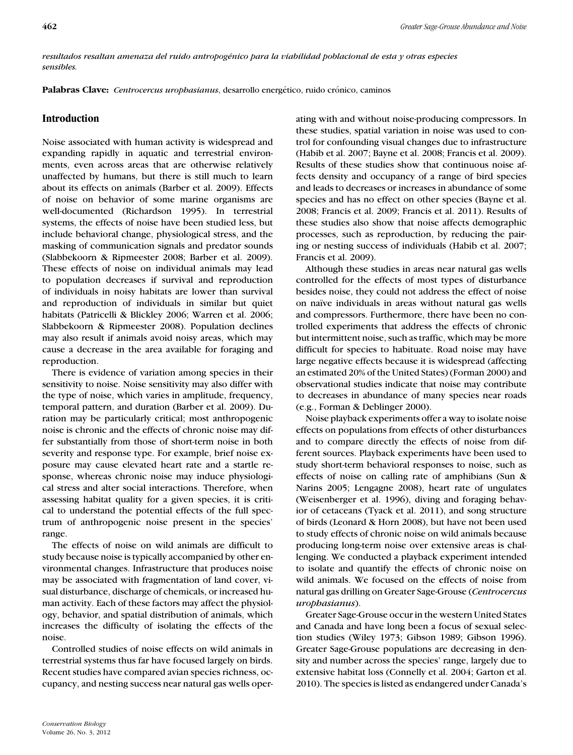*resultados resaltan amenaza del ruido antropogénico para la viabilidad poblacional de esta y otras especies sensibles.*

**Palabras Clave:** *Centrocercus urophasianus*, desarrollo energético, ruido crónico, caminos

## Introduction

Noise associated with human activity is widespread and expanding rapidly in aquatic and terrestrial environments, even across areas that are otherwise relatively unaffected by humans, but there is still much to learn about its effects on animals (Barber et al. 2009). Effects of noise on behavior of some marine organisms are well-documented (Richardson 1995). In terrestrial systems, the effects of noise have been studied less, but include behavioral change, physiological stress, and the masking of communication signals and predator sounds (Slabbekoorn & Ripmeester 2008; Barber et al. 2009). These effects of noise on individual animals may lead to population decreases if survival and reproduction of individuals in noisy habitats are lower than survival and reproduction of individuals in similar but quiet habitats (Patricelli & Blickley 2006; Warren et al. 2006; Slabbekoorn & Ripmeester 2008). Population declines may also result if animals avoid noisy areas, which may cause a decrease in the area available for foraging and reproduction.

There is evidence of variation among species in their sensitivity to noise. Noise sensitivity may also differ with the type of noise, which varies in amplitude, frequency, temporal pattern, and duration (Barber et al. 2009). Duration may be particularly critical; most anthropogenic noise is chronic and the effects of chronic noise may differ substantially from those of short-term noise in both severity and response type. For example, brief noise exposure may cause elevated heart rate and a startle response, whereas chronic noise may induce physiological stress and alter social interactions. Therefore, when assessing habitat quality for a given species, it is critical to understand the potential effects of the full spectrum of anthropogenic noise present in the species' range.

The effects of noise on wild animals are difficult to study because noise is typically accompanied by other environmental changes. Infrastructure that produces noise may be associated with fragmentation of land cover, visual disturbance, discharge of chemicals, or increased human activity. Each of these factors may affect the physiology, behavior, and spatial distribution of animals, which increases the difficulty of isolating the effects of the noise.

Controlled studies of noise effects on wild animals in terrestrial systems thus far have focused largely on birds. Recent studies have compared avian species richness, occupancy, and nesting success near natural gas wells operating with and without noise-producing compressors. In these studies, spatial variation in noise was used to control for confounding visual changes due to infrastructure (Habib et al. 2007; Bayne et al. 2008; Francis et al. 2009). Results of these studies show that continuous noise affects density and occupancy of a range of bird species and leads to decreases or increases in abundance of some species and has no effect on other species (Bayne et al. 2008; Francis et al. 2009; Francis et al. 2011). Results of these studies also show that noise affects demographic processes, such as reproduction, by reducing the pairing or nesting success of individuals (Habib et al. 2007; Francis et al. 2009).

Although these studies in areas near natural gas wells controlled for the effects of most types of disturbance besides noise, they could not address the effect of noise on naïve individuals in areas without natural gas wells and compressors. Furthermore, there have been no controlled experiments that address the effects of chronic but intermittent noise, such as traffic, which may be more difficult for species to habituate. Road noise may have large negative effects because it is widespread (affecting an estimated 20% of the United States) (Forman 2000) and observational studies indicate that noise may contribute to decreases in abundance of many species near roads (e.g., Forman & Deblinger 2000).

Noise playback experiments offer a way to isolate noise effects on populations from effects of other disturbances and to compare directly the effects of noise from different sources. Playback experiments have been used to study short-term behavioral responses to noise, such as effects of noise on calling rate of amphibians (Sun & Narins 2005; Lengagne 2008), heart rate of ungulates (Weisenberger et al. 1996), diving and foraging behavior of cetaceans (Tyack et al. 2011), and song structure of birds (Leonard & Horn 2008), but have not been used to study effects of chronic noise on wild animals because producing long-term noise over extensive areas is challenging. We conducted a playback experiment intended to isolate and quantify the effects of chronic noise on wild animals. We focused on the effects of noise from natural gas drilling on Greater Sage-Grouse (*Centrocercus urophasianus*).

Greater Sage-Grouse occur in the western United States and Canada and have long been a focus of sexual selection studies (Wiley 1973; Gibson 1989; Gibson 1996). Greater Sage-Grouse populations are decreasing in density and number across the species' range, largely due to extensive habitat loss (Connelly et al. 2004; Garton et al. 2010). The species is listed as endangered under Canada's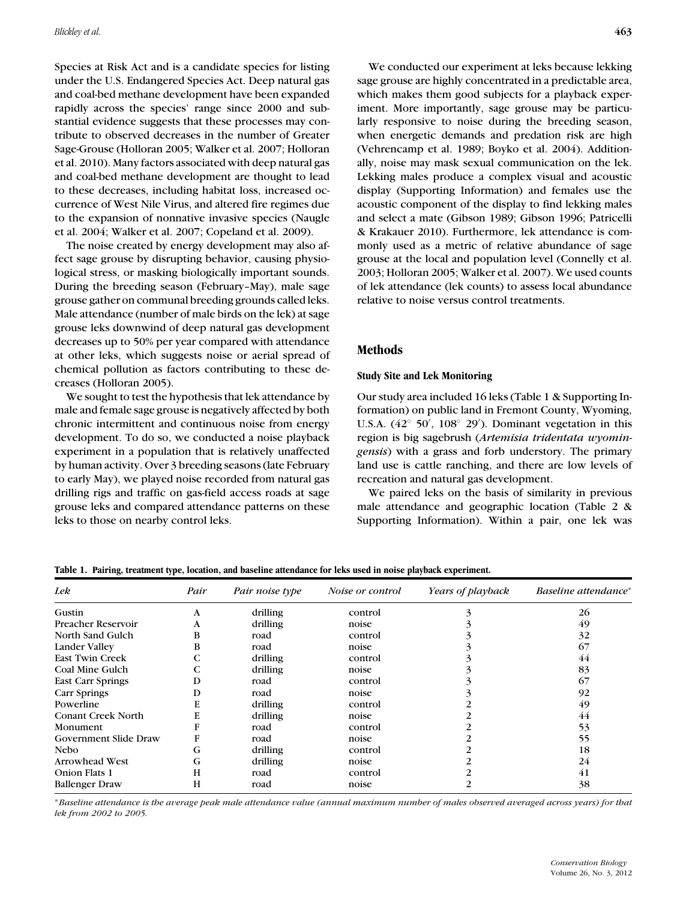Species at Risk Act and is a candidate species for listing under the U.S. Endangered Species Act. Deep natural gas and coal-bed methane development have been expanded rapidly across the species' range since 2000 and substantial evidence suggests that these processes may contribute to observed decreases in the number of Greater Sage-Grouse (Holloran 2005; Walker et al. 2007; Holloran et al. 2010). Many factors associated with deep natural gas and coal-bed methane development are thought to lead to these decreases, including habitat loss, increased occurrence of West Nile Virus, and altered fire regimes due to the expansion of nonnative invasive species (Naugle et al. 2004; Walker et al. 2007; Copeland et al. 2009).

The noise created by energy development may also affect sage grouse by disrupting behavior, causing physiological stress, or masking biologically important sounds. During the breeding season (February–May), male sage grouse gather on communal breeding grounds called leks. Male attendance (number of male birds on the lek) at sage grouse leks downwind of deep natural gas development decreases up to 50% per year compared with attendance at other leks, which suggests noise or aerial spread of chemical pollution as factors contributing to these decreases (Holloran 2005).

We sought to test the hypothesis that lek attendance by male and female sage grouse is negatively affected by both chronic intermittent and continuous noise from energy development. To do so, we conducted a noise playback experiment in a population that is relatively unaffected by human activity. Over 3 breeding seasons (late February to early May), we played noise recorded from natural gas drilling rigs and traffic on gas-field access roads at sage grouse leks and compared attendance patterns on these leks to those on nearby control leks.

We conducted our experiment at leks because lekking sage grouse are highly concentrated in a predictable area, which makes them good subjects for a playback experiment. More importantly, sage grouse may be particularly responsive to noise during the breeding season, when energetic demands and predation risk are high (Vehrencamp et al. 1989; Boyko et al. 2004). Additionally, noise may mask sexual communication on the lek. Lekking males produce a complex visual and acoustic display (Supporting Information) and females use the acoustic component of the display to find lekking males and select a mate (Gibson 1989; Gibson 1996; Patricelli & Krakauer 2010). Furthermore, lek attendance is commonly used as a metric of relative abundance of sage grouse at the local and population level (Connelly et al. 2003; Holloran 2005; Walker et al. 2007). We used counts of lek attendance (lek counts) to assess local abundance relative to noise versus control treatments.

## Methods

### Study Site and Lek Monitoring

Our study area included 16 leks (Table 1 & Supporting Information) on public land in Fremont County, Wyoming, U.S.A. (42° 50′, 108° 29′). Dominant vegetation in this region is big sagebrush (*Artemisia tridentata wyomingensis*) with a grass and forb understory. The primary land use is cattle ranching, and there are low levels of recreation and natural gas development.

We paired leks on the basis of similarity in previous male attendance and geographic location (Table 2 & Supporting Information). Within a pair, one lek was

**Table 1. Pairing, treatment type, location, and baseline attendance for leks used in noise playback experiment.**

| *Lek* | *Pair* | *Pair noise type* | *Noise or control* | *Years of playback* | *Baseline attendance** |
|---|---|---|---|---|---|
| Gustin | A | drilling | control | 3 | 26 |
| Preacher Reservoir | A | drilling | noise | 3 | 49 |
| North Sand Gulch | B | road | control | 3 | 32 |
| Lander Valley | B | road | noise | 3 | 67 |
| East Twin Creek | C | drilling | control | 3 | 44 |
| Coal Mine Gulch | C | drilling | noise | 3 | 83 |
| East Carr Springs | D | road | control | 3 | 67 |
| Carr Springs | D | road | noise | 3 | 92 |
| Powerline | E | drilling | control | 2 | 49 |
| Conant Creek North | E | drilling | noise | 2 | 44 |
| Monument | F | road | control | 2 | 53 |
| Government Slide Draw | F | road | noise | 2 | 55 |
| Nebo | G | drilling | control | 2 | 18 |
| Arrowhead West | G | drilling | noise | 2 | 24 |
| Onion Flats 1 | H | road | control | 2 | 41 |
| Ballenger Draw | H | road | noise | 2 | 38 |

**Baseline attendance is the average peak male attendance value (annual maximum number of males observed averaged across years) for that lek from 2002 to 2005.*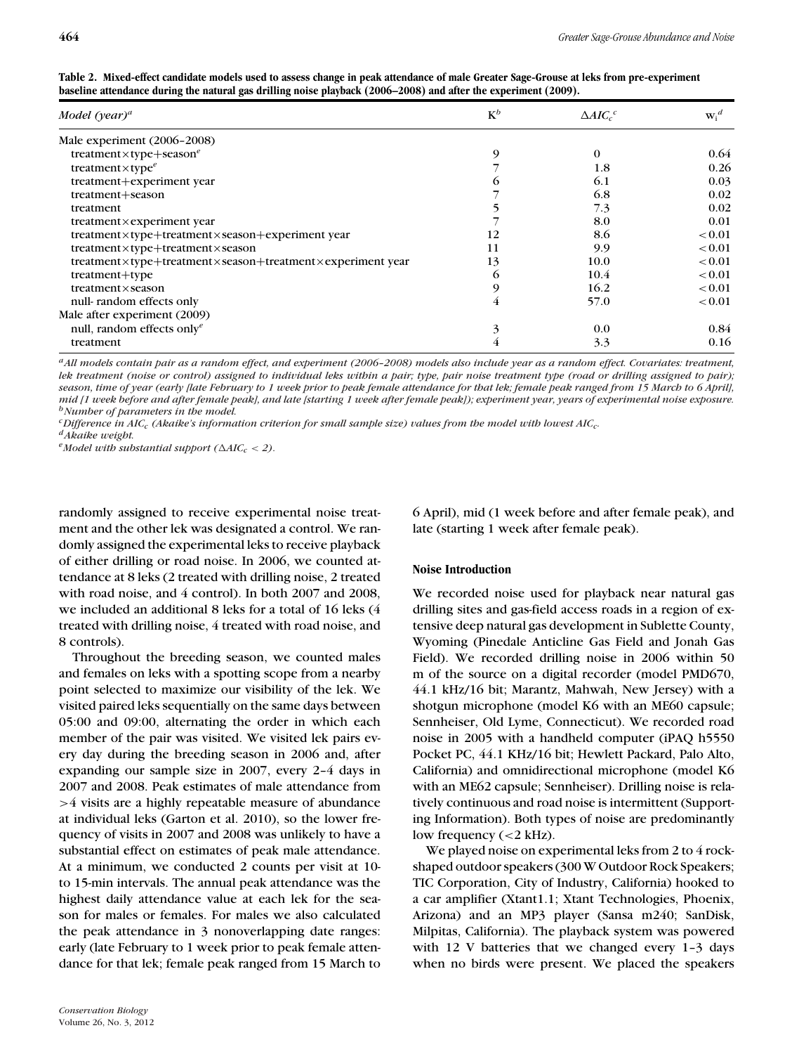**Table 2. Mixed-effect candidate models used to assess change in peak attendance of male Greater Sage-Grouse at leks from pre-experiment baseline attendance during the natural gas drilling noise playback (2006–2008) and after the experiment (2009).**

| *Model (year)*[a] | K[b] | $\Delta AIC_c$[c] | $w_i$[d] |
|---|---|---|---|
| Male experiment (2006–2008) | | | |
| treatment×type+season[e] | 9 | 0 | 0.64 |
| treatment×type[e] | 7 | 1.8 | 0.26 |
| treatment+experiment year | 6 | 6.1 | 0.03 |
| treatment+season | 7 | 6.8 | 0.02 |
| treatment | 5 | 7.3 | 0.02 |
| treatment×experiment year | 7 | 8.0 | 0.01 |
| treatment×type+treatment×season+experiment year | 12 | 8.6 | <0.01 |
| treatment×type+treatment×season | 11 | 9.9 | <0.01 |
| treatment×type+treatment×season+treatment×experiment year | 13 | 10.0 | <0.01 |
| treatment+type | 6 | 10.4 | <0.01 |
| treatment×season | 9 | 16.2 | <0.01 |
| null- random effects only | 4 | 57.0 | <0.01 |
| Male after experiment (2009) | | | |
| null, random effects only[e] | 3 | 0.0 | 0.84 |
| treatment | 4 | 3.3 | 0.16 |

[a]*All models contain pair as a random effect, and experiment (2006–2008) models also include year as a random effect. Covariates: treatment, lek treatment (noise or control) assigned to individual leks within a pair; type, pair noise treatment type (road or drilling assigned to pair); season, time of year (early [late February to 1 week prior to peak female attendance for that lek; female peak ranged from 15 March to 6 April], mid [1 week before and after female peak], and late [starting 1 week after female peak]); experiment year, years of experimental noise exposure.*
[b]*Number of parameters in the model.*
[c]*Difference in $AIC_c$ (Akaike's information criterion for small sample size) values from the model with lowest $AIC_c$.*
[d]*Akaike weight.*
[e]*Model with substantial support ($\Delta AIC_c < 2$).*

randomly assigned to receive experimental noise treatment and the other lek was designated a control. We randomly assigned the experimental leks to receive playback of either drilling or road noise. In 2006, we counted attendance at 8 leks (2 treated with drilling noise, 2 treated with road noise, and 4 control). In both 2007 and 2008, we included an additional 8 leks for a total of 16 leks (4 treated with drilling noise, 4 treated with road noise, and 8 controls).

Throughout the breeding season, we counted males and females on leks with a spotting scope from a nearby point selected to maximize our visibility of the lek. We visited paired leks sequentially on the same days between 05:00 and 09:00, alternating the order in which each member of the pair was visited. We visited lek pairs every day during the breeding season in 2006 and, after expanding our sample size in 2007, every 2–4 days in 2007 and 2008. Peak estimates of male attendance from >4 visits are a highly repeatable measure of abundance at individual leks (Garton et al. 2010), so the lower frequency of visits in 2007 and 2008 was unlikely to have a substantial effect on estimates of peak male attendance. At a minimum, we conducted 2 counts per visit at 10- to 15-min intervals. The annual peak attendance was the highest daily attendance value at each lek for the season for males or females. For males we also calculated the peak attendance in 3 nonoverlapping date ranges: early (late February to 1 week prior to peak female attendance for that lek; female peak ranged from 15 March to 6 April), mid (1 week before and after female peak), and late (starting 1 week after female peak).

### Noise Introduction

We recorded noise used for playback near natural gas drilling sites and gas-field access roads in a region of extensive deep natural gas development in Sublette County, Wyoming (Pinedale Anticline Gas Field and Jonah Gas Field). We recorded drilling noise in 2006 within 50 m of the source on a digital recorder (model PMD670, 44.1 kHz/16 bit; Marantz, Mahwah, New Jersey) with a shotgun microphone (model K6 with an ME60 capsule; Sennheiser, Old Lyme, Connecticut). We recorded road noise in 2005 with a handheld computer (iPAQ h5550 Pocket PC, 44.1 KHz/16 bit; Hewlett Packard, Palo Alto, California) and omnidirectional microphone (model K6 with an ME62 capsule; Sennheiser). Drilling noise is relatively continuous and road noise is intermittent (Supporting Information). Both types of noise are predominantly low frequency (<2 kHz).

We played noise on experimental leks from 2 to 4 rock-shaped outdoor speakers (300 W Outdoor Rock Speakers; TIC Corporation, City of Industry, California) hooked to a car amplifier (Xtant1.1; Xtant Technologies, Phoenix, Arizona) and an MP3 player (Sansa m240; SanDisk, Milpitas, California). The playback system was powered with 12 V batteries that we changed every 1–3 days when no birds were present. We placed the speakers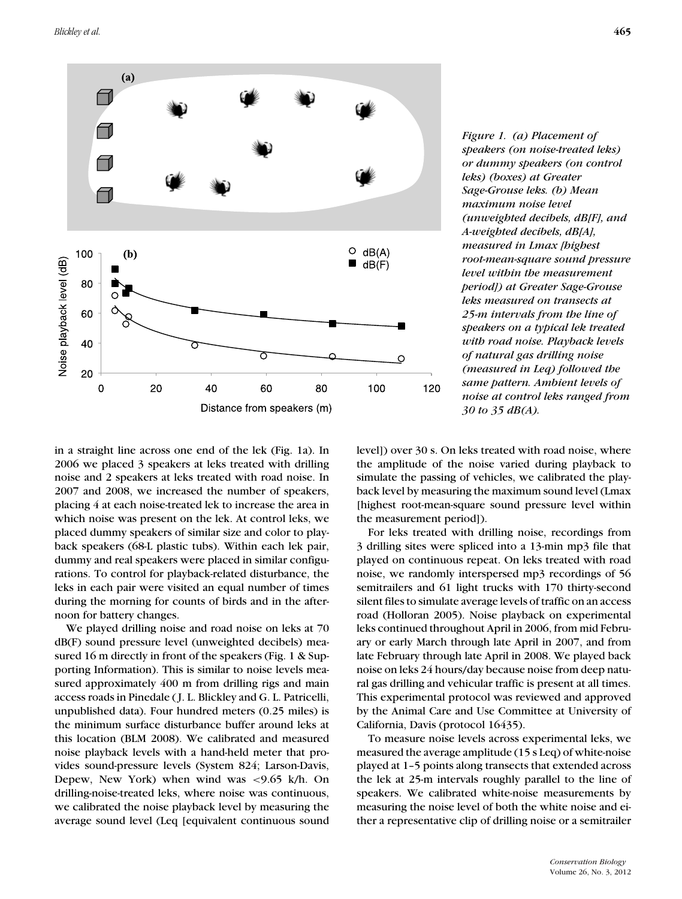Figure 1. (a) Placement of speakers (on noise-treated leks) or dummy speakers (on control leks) (boxes) at Greater Sage-Grouse leks. (b) Mean maximum noise level (unweighted decibels, dB[F], and A-weighted decibels, dB[A], measured in Lmax [highest root-mean-square sound pressure level within the measurement period]) at Greater Sage-Grouse leks measured on transects at 25-m intervals from the line of speakers on a typical lek treated with road noise. Playback levels of natural gas drilling noise (measured in Leq) followed the same pattern. Ambient levels of noise at control leks ranged from 30 to 35 dB(A).

in a straight line across one end of the lek (Fig. 1a). In 2006 we placed 3 speakers at leks treated with drilling noise and 2 speakers at leks treated with road noise. In 2007 and 2008, we increased the number of speakers, placing 4 at each noise-treated lek to increase the area in which noise was present on the lek. At control leks, we placed dummy speakers of similar size and color to playback speakers (68-L plastic tubs). Within each lek pair, dummy and real speakers were placed in similar configurations. To control for playback-related disturbance, the leks in each pair were visited an equal number of times during the morning for counts of birds and in the afternoon for battery changes.

We played drilling noise and road noise on leks at 70 dB(F) sound pressure level (unweighted decibels) measured 16 m directly in front of the speakers (Fig. 1 & Supporting Information). This is similar to noise levels measured approximately 400 m from drilling rigs and main access roads in Pinedale (J. L. Blickley and G. L. Patricelli, unpublished data). Four hundred meters (0.25 miles) is the minimum surface disturbance buffer around leks at this location (BLM 2008). We calibrated and measured noise playback levels with a hand-held meter that provides sound-pressure levels (System 824; Larson-Davis, Depew, New York) when wind was <9.65 k/h. On drilling-noise-treated leks, where noise was continuous, we calibrated the noise playback level by measuring the average sound level (Leq [equivalent continuous sound level]) over 30 s. On leks treated with road noise, where the amplitude of the noise varied during playback to simulate the passing of vehicles, we calibrated the playback level by measuring the maximum sound level (Lmax [highest root-mean-square sound pressure level within the measurement period]).

For leks treated with drilling noise, recordings from 3 drilling sites were spliced into a 13-min mp3 file that played on continuous repeat. On leks treated with road noise, we randomly interspersed mp3 recordings of 56 semitrailers and 61 light trucks with 170 thirty-second silent files to simulate average levels of traffic on an access road (Holloran 2005). Noise playback on experimental leks continued throughout April in 2006, from mid February or early March through late April in 2007, and from late February through late April in 2008. We played back noise on leks 24 hours/day because noise from deep natural gas drilling and vehicular traffic is present at all times. This experimental protocol was reviewed and approved by the Animal Care and Use Committee at University of California, Davis (protocol 16435).

To measure noise levels across experimental leks, we measured the average amplitude (15 s Leq) of white-noise played at 1–5 points along transects that extended across the lek at 25-m intervals roughly parallel to the line of speakers. We calibrated white-noise measurements by measuring the noise level of both the white noise and either a representative clip of drilling noise or a semitrailer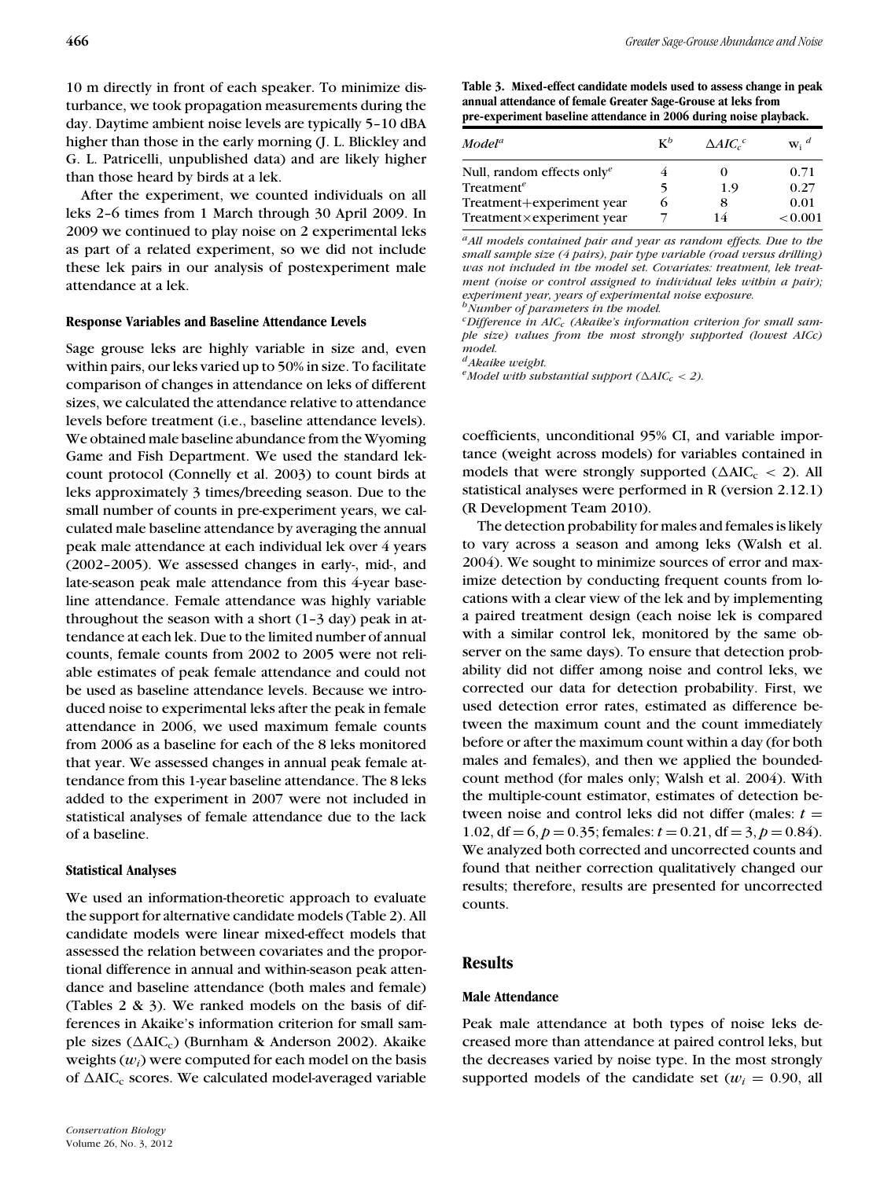10 m directly in front of each speaker. To minimize disturbance, we took propagation measurements during the day. Daytime ambient noise levels are typically 5–10 dBA higher than those in the early morning (J. L. Blickley and G. L. Patricelli, unpublished data) and are likely higher than those heard by birds at a lek.

After the experiment, we counted individuals on all leks 2–6 times from 1 March through 30 April 2009. In 2009 we continued to play noise on 2 experimental leks as part of a related experiment, so we did not include these lek pairs in our analysis of postexperiment male attendance at a lek.

#### Response Variables and Baseline Attendance Levels

Sage grouse leks are highly variable in size and, even within pairs, our leks varied up to 50% in size. To facilitate comparison of changes in attendance on leks of different sizes, we calculated the attendance relative to attendance levels before treatment (i.e., baseline attendance levels). We obtained male baseline abundance from the Wyoming Game and Fish Department. We used the standard lek-count protocol (Connelly et al. 2003) to count birds at leks approximately 3 times/breeding season. Due to the small number of counts in pre-experiment years, we calculated male baseline attendance by averaging the annual peak male attendance at each individual lek over 4 years (2002–2005). We assessed changes in early-, mid-, and late-season peak male attendance from this 4-year baseline attendance. Female attendance was highly variable throughout the season with a short (1–3 day) peak in attendance at each lek. Due to the limited number of annual counts, female counts from 2002 to 2005 were not reliable estimates of peak female attendance and could not be used as baseline attendance levels. Because we introduced noise to experimental leks after the peak in female attendance in 2006, we used maximum female counts from 2006 as a baseline for each of the 8 leks monitored that year. We assessed changes in annual peak female attendance from this 1-year baseline attendance. The 8 leks added to the experiment in 2007 were not included in statistical analyses of female attendance due to the lack of a baseline.

#### Statistical Analyses

We used an information-theoretic approach to evaluate the support for alternative candidate models (Table 2). All candidate models were linear mixed-effect models that assessed the relation between covariates and the proportional difference in annual and within-season peak attendance and baseline attendance (both males and female) (Tables 2 & 3). We ranked models on the basis of differences in Akaike's information criterion for small sample sizes ($\Delta AIC_c$) (Burnham & Anderson 2002). Akaike weights ($w_i$) were computed for each model on the basis of $\Delta AIC_c$ scores. We calculated model-averaged variable coefficients, unconditional 95% CI, and variable importance (weight across models) for variables contained in models that were strongly supported ($\Delta AIC_c < 2$). All statistical analyses were performed in R (version 2.12.1) (R Development Team 2010).

**Table 3. Mixed-effect candidate models used to assess change in peak annual attendance of female Greater Sage-Grouse at leks from pre-experiment baseline attendance in 2006 during noise playback.**

| *Model*[a] | K[b] | $\Delta AIC_c$[c] | $w_i$[d] |
|---|---|---|---|
| Null, random effects only[e] | 4 | 0 | 0.71 |
| Treatment[e] | 5 | 1.9 | 0.27 |
| Treatment+experiment year | 6 | 8 | 0.01 |
| Treatment×experiment year | 7 | 14 | <0.001 |

[a]*All models contained pair and year as random effects. Due to the small sample size (4 pairs), pair type variable (road versus drilling) was not included in the model set. Covariates: treatment, lek treatment (noise or control assigned to individual leks within a pair); experiment year, years of experimental noise exposure.*
[b]*Number of parameters in the model.*
[c]*Difference in $AIC_c$ (Akaike's information criterion for small sample size) values from the most strongly supported (lowest AICc) model.*
[d]*Akaike weight.*
[e]*Model with substantial support ($\Delta AIC_c < 2$).*

The detection probability for males and females is likely to vary across a season and among leks (Walsh et al. 2004). We sought to minimize sources of error and maximize detection by conducting frequent counts from locations with a clear view of the lek and by implementing a paired treatment design (each noise lek is compared with a similar control lek, monitored by the same observer on the same days). To ensure that detection probability did not differ among noise and control leks, we corrected our data for detection probability. First, we used detection error rates, estimated as difference between the maximum count and the count immediately before or after the maximum count within a day (for both males and females), and then we applied the bounded-count method (for males only; Walsh et al. 2004). With the multiple-count estimator, estimates of detection between noise and control leks did not differ (males: $t = 1.02$, df $= 6$, $p = 0.35$; females: $t = 0.21$, df $= 3$, $p = 0.84$). We analyzed both corrected and uncorrected counts and found that neither correction qualitatively changed our results; therefore, results are presented for uncorrected counts.

## Results

#### Male Attendance

Peak male attendance at both types of noise leks decreased more than attendance at paired control leks, but the decreases varied by noise type. In the most strongly supported models of the candidate set ($w_i = 0.90$, all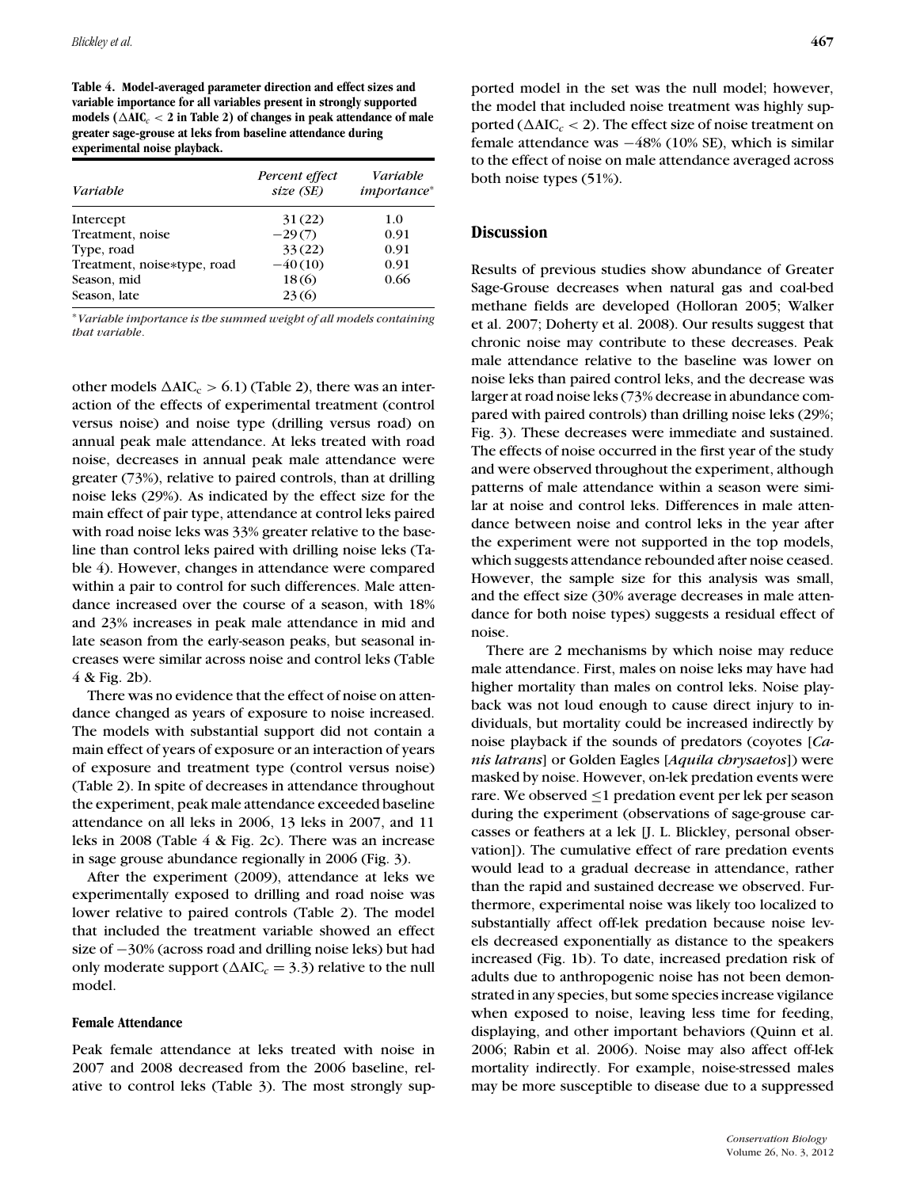**Table 4. Model-averaged parameter direction and effect sizes and variable importance for all variables present in strongly supported models ($\Delta AIC_c < 2$ in Table 2) of changes in peak attendance of male greater sage-grouse at leks from baseline attendance during experimental noise playback.**

| Variable | Percent effect size (SE) | Variable importance* |
|---|---|---|
| Intercept | 31 (22) | 1.0 |
| Treatment, noise | −29 (7) | 0.91 |
| Type, road | 33 (22) | 0.91 |
| Treatment, noise*type, road | −40 (10) | 0.91 |
| Season, mid | 18 (6) | 0.66 |
| Season, late | 23 (6) | |

*\*Variable importance is the summed weight of all models containing that variable.*

other models $\Delta AIC_c > 6.1$) (Table 2), there was an interaction of the effects of experimental treatment (control versus noise) and noise type (drilling versus road) on annual peak male attendance. At leks treated with road noise, decreases in annual peak male attendance were greater (73%), relative to paired controls, than at drilling noise leks (29%). As indicated by the effect size for the main effect of pair type, attendance at control leks paired with road noise leks was 33% greater relative to the baseline than control leks paired with drilling noise leks (Table 4). However, changes in attendance were compared within a pair to control for such differences. Male attendance increased over the course of a season, with 18% and 23% increases in peak male attendance in mid and late season from the early-season peaks, but seasonal increases were similar across noise and control leks (Table 4 & Fig. 2b).

There was no evidence that the effect of noise on attendance changed as years of exposure to noise increased. The models with substantial support did not contain a main effect of years of exposure or an interaction of years of exposure and treatment type (control versus noise) (Table 2). In spite of decreases in attendance throughout the experiment, peak male attendance exceeded baseline attendance on all leks in 2006, 13 leks in 2007, and 11 leks in 2008 (Table 4 & Fig. 2c). There was an increase in sage grouse abundance regionally in 2006 (Fig. 3).

After the experiment (2009), attendance at leks we experimentally exposed to drilling and road noise was lower relative to paired controls (Table 2). The model that included the treatment variable showed an effect size of −30% (across road and drilling noise leks) but had only moderate support ($\Delta AIC_c = 3.3$) relative to the null model.

### Female Attendance

Peak female attendance at leks treated with noise in 2007 and 2008 decreased from the 2006 baseline, relative to control leks (Table 3). The most strongly supported model in the set was the null model; however, the model that included noise treatment was highly supported ($\Delta AIC_c < 2$). The effect size of noise treatment on female attendance was −48% (10% SE), which is similar to the effect of noise on male attendance averaged across both noise types (51%).

## Discussion

Results of previous studies show abundance of Greater Sage-Grouse decreases when natural gas and coal-bed methane fields are developed (Holloran 2005; Walker et al. 2007; Doherty et al. 2008). Our results suggest that chronic noise may contribute to these decreases. Peak male attendance relative to the baseline was lower on noise leks than paired control leks, and the decrease was larger at road noise leks (73% decrease in abundance compared with paired controls) than drilling noise leks (29%; Fig. 3). These decreases were immediate and sustained. The effects of noise occurred in the first year of the study and were observed throughout the experiment, although patterns of male attendance within a season were similar at noise and control leks. Differences in male attendance between noise and control leks in the year after the experiment were not supported in the top models, which suggests attendance rebounded after noise ceased. However, the sample size for this analysis was small, and the effect size (30% average decreases in male attendance for both noise types) suggests a residual effect of noise.

There are 2 mechanisms by which noise may reduce male attendance. First, males on noise leks may have had higher mortality than males on control leks. Noise playback was not loud enough to cause direct injury to individuals, but mortality could be increased indirectly by noise playback if the sounds of predators (coyotes [*Canis latrans*] or Golden Eagles [*Aquila chrysaetos*]) were masked by noise. However, on-lek predation events were rare. We observed ≤1 predation event per lek per season during the experiment (observations of sage-grouse carcasses or feathers at a lek [J. L. Blickley, personal observation]). The cumulative effect of rare predation events would lead to a gradual decrease in attendance, rather than the rapid and sustained decrease we observed. Furthermore, experimental noise was likely too localized to substantially affect off-lek predation because noise levels decreased exponentially as distance to the speakers increased (Fig. 1b). To date, increased predation risk of adults due to anthropogenic noise has not been demonstrated in any species, but some species increase vigilance when exposed to noise, leaving less time for feeding, displaying, and other important behaviors (Quinn et al. 2006; Rabin et al. 2006). Noise may also affect off-lek mortality indirectly. For example, noise-stressed males may be more susceptible to disease due to a suppressed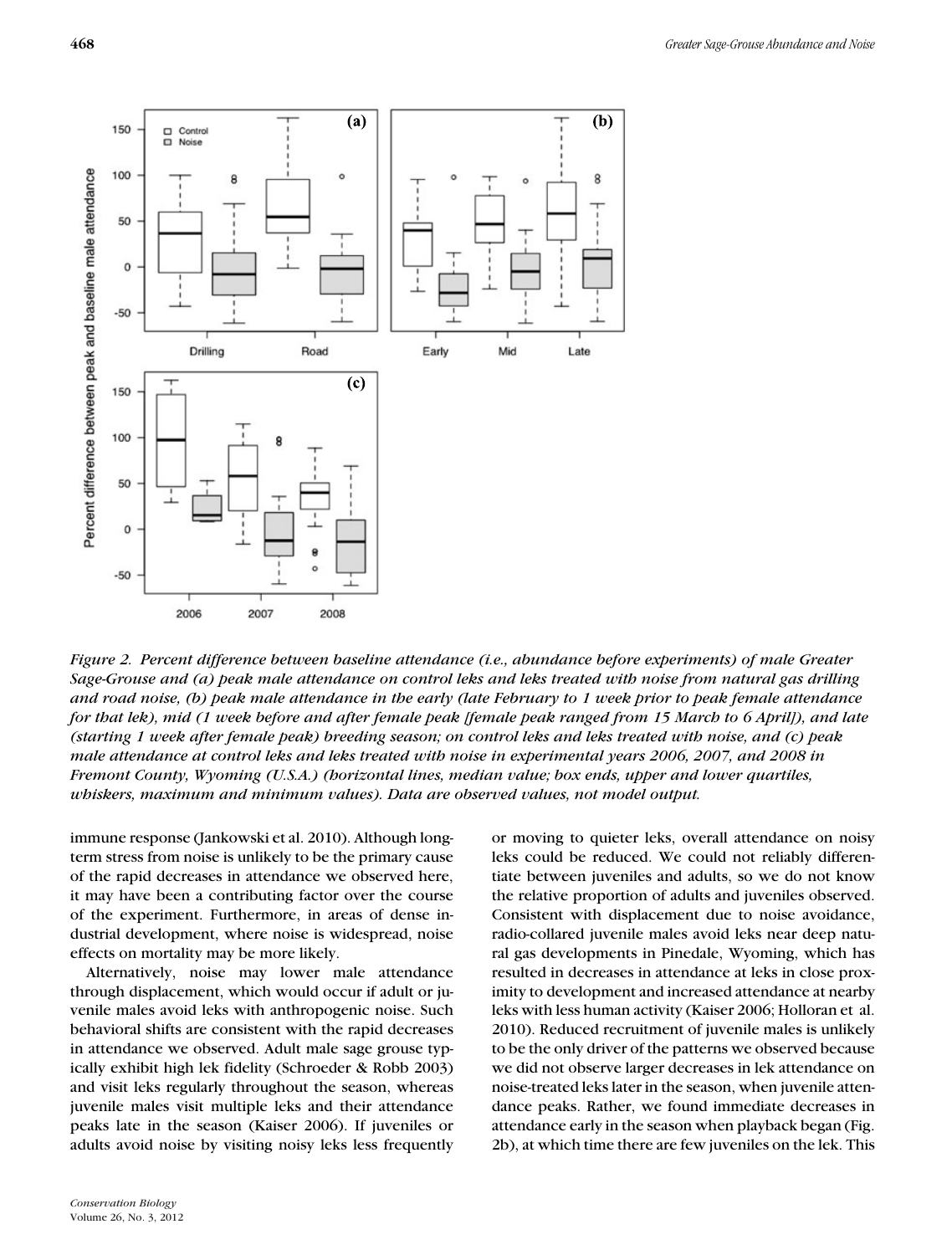*Figure 2. Percent difference between baseline attendance (i.e., abundance before experiments) of male Greater Sage-Grouse and (a) peak male attendance on control leks and leks treated with noise from natural gas drilling and road noise, (b) peak male attendance in the early (late February to 1 week prior to peak female attendance for that lek), mid (1 week before and after female peak [female peak ranged from 15 March to 6 April]), and late (starting 1 week after female peak) breeding season; on control leks and leks treated with noise, and (c) peak male attendance at control leks and leks treated with noise in experimental years 2006, 2007, and 2008 in Fremont County, Wyoming (U.S.A.) (horizontal lines, median value; box ends, upper and lower quartiles, whiskers, maximum and minimum values). Data are observed values, not model output.*

immune response (Jankowski et al. 2010). Although long-term stress from noise is unlikely to be the primary cause of the rapid decreases in attendance we observed here, it may have been a contributing factor over the course of the experiment. Furthermore, in areas of dense industrial development, where noise is widespread, noise effects on mortality may be more likely.

Alternatively, noise may lower male attendance through displacement, which would occur if adult or juvenile males avoid leks with anthropogenic noise. Such behavioral shifts are consistent with the rapid decreases in attendance we observed. Adult male sage grouse typically exhibit high lek fidelity (Schroeder & Robb 2003) and visit leks regularly throughout the season, whereas juvenile males visit multiple leks and their attendance peaks late in the season (Kaiser 2006). If juveniles or adults avoid noise by visiting noisy leks less frequently or moving to quieter leks, overall attendance on noisy leks could be reduced. We could not reliably differentiate between juveniles and adults, so we do not know the relative proportion of adults and juveniles observed. Consistent with displacement due to noise avoidance, radio-collared juvenile males avoid leks near deep natural gas developments in Pinedale, Wyoming, which has resulted in decreases in attendance at leks in close proximity to development and increased attendance at nearby leks with less human activity (Kaiser 2006; Holloran et al. 2010). Reduced recruitment of juvenile males is unlikely to be the only driver of the patterns we observed because we did not observe larger decreases in lek attendance on noise-treated leks later in the season, when juvenile attendance peaks. Rather, we found immediate decreases in attendance early in the season when playback began (Fig. 2b), at which time there are few juveniles on the lek. This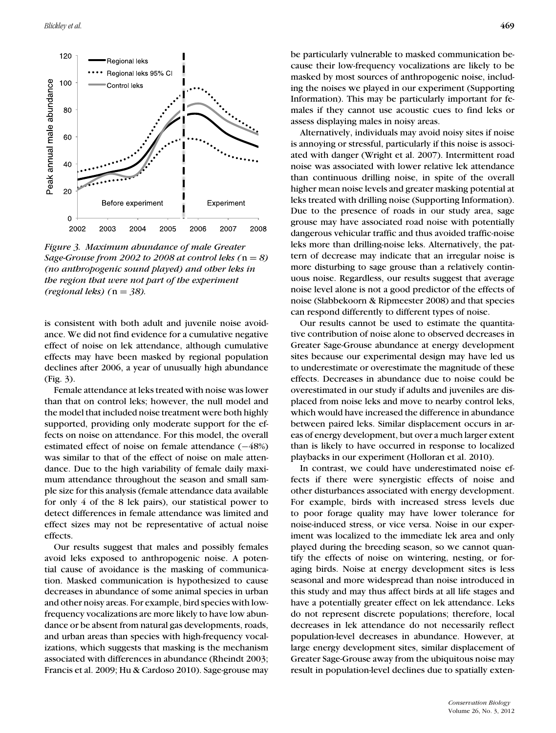*Figure 3. Maximum abundance of male Greater Sage-Grouse from 2002 to 2008 at control leks (n = 8) (no anthropogenic sound played) and other leks in the region that were not part of the experiment (regional leks) (n = 38).*

is consistent with both adult and juvenile noise avoidance. We did not find evidence for a cumulative negative effect of noise on lek attendance, although cumulative effects may have been masked by regional population declines after 2006, a year of unusually high abundance (Fig. 3).

Female attendance at leks treated with noise was lower than that on control leks; however, the null model and the model that included noise treatment were both highly supported, providing only moderate support for the effects on noise on attendance. For this model, the overall estimated effect of noise on female attendance (−48%) was similar to that of the effect of noise on male attendance. Due to the high variability of female daily maximum attendance throughout the season and small sample size for this analysis (female attendance data available for only 4 of the 8 lek pairs), our statistical power to detect differences in female attendance was limited and effect sizes may not be representative of actual noise effects.

Our results suggest that males and possibly females avoid leks exposed to anthropogenic noise. A potential cause of avoidance is the masking of communication. Masked communication is hypothesized to cause decreases in abundance of some animal species in urban and other noisy areas. For example, bird species with low-frequency vocalizations are more likely to have low abundance or be absent from natural gas developments, roads, and urban areas than species with high-frequency vocalizations, which suggests that masking is the mechanism associated with differences in abundance (Rheindt 2003; Francis et al. 2009; Hu & Cardoso 2010). Sage-grouse may be particularly vulnerable to masked communication because their low-frequency vocalizations are likely to be masked by most sources of anthropogenic noise, including the noises we played in our experiment (Supporting Information). This may be particularly important for females if they cannot use acoustic cues to find leks or assess displaying males in noisy areas.

Alternatively, individuals may avoid noisy sites if noise is annoying or stressful, particularly if this noise is associated with danger (Wright et al. 2007). Intermittent road noise was associated with lower relative lek attendance than continuous drilling noise, in spite of the overall higher mean noise levels and greater masking potential at leks treated with drilling noise (Supporting Information). Due to the presence of roads in our study area, sage grouse may have associated road noise with potentially dangerous vehicular traffic and thus avoided traffic-noise leks more than drilling-noise leks. Alternatively, the pattern of decrease may indicate that an irregular noise is more disturbing to sage grouse than a relatively continuous noise. Regardless, our results suggest that average noise level alone is not a good predictor of the effects of noise (Slabbekoorn & Ripmeester 2008) and that species can respond differently to different types of noise.

Our results cannot be used to estimate the quantitative contribution of noise alone to observed decreases in Greater Sage-Grouse abundance at energy development sites because our experimental design may have led us to underestimate or overestimate the magnitude of these effects. Decreases in abundance due to noise could be overestimated in our study if adults and juveniles are displaced from noise leks and move to nearby control leks, which would have increased the difference in abundance between paired leks. Similar displacement occurs in areas of energy development, but over a much larger extent than is likely to have occurred in response to localized playbacks in our experiment (Holloran et al. 2010).

In contrast, we could have underestimated noise effects if there were synergistic effects of noise and other disturbances associated with energy development. For example, birds with increased stress levels due to poor forage quality may have lower tolerance for noise-induced stress, or vice versa. Noise in our experiment was localized to the immediate lek area and only played during the breeding season, so we cannot quantify the effects of noise on wintering, nesting, or foraging birds. Noise at energy development sites is less seasonal and more widespread than noise introduced in this study and may thus affect birds at all life stages and have a potentially greater effect on lek attendance. Leks do not represent discrete populations; therefore, local decreases in lek attendance do not necessarily reflect population-level decreases in abundance. However, at large energy development sites, similar displacement of Greater Sage-Grouse away from the ubiquitous noise may result in population-level declines due to spatially exten-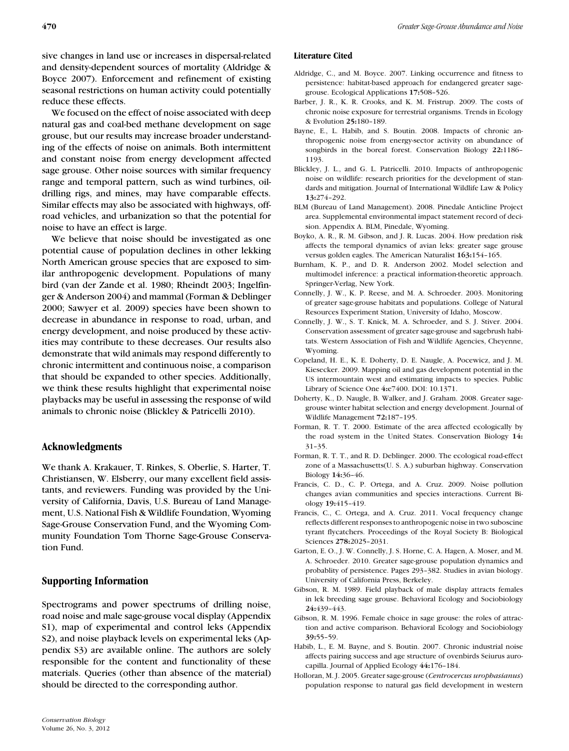sive changes in land use or increases in dispersal-related and density-dependent sources of mortality (Aldridge & Boyce 2007). Enforcement and refinement of existing seasonal restrictions on human activity could potentially reduce these effects.

We focused on the effect of noise associated with deep natural gas and coal-bed methane development on sage grouse, but our results may increase broader understanding of the effects of noise on animals. Both intermittent and constant noise from energy development affected sage grouse. Other noise sources with similar frequency range and temporal pattern, such as wind turbines, oil-drilling rigs, and mines, may have comparable effects. Similar effects may also be associated with highways, off-road vehicles, and urbanization so that the potential for noise to have an effect is large.

We believe that noise should be investigated as one potential cause of population declines in other lekking North American grouse species that are exposed to similar anthropogenic development. Populations of many bird (van der Zande et al. 1980; Rheindt 2003; Ingelfinger & Anderson 2004) and mammal (Forman & Deblinger 2000; Sawyer et al. 2009) species have been shown to decrease in abundance in response to road, urban, and energy development, and noise produced by these activities may contribute to these decreases. Our results also demonstrate that wild animals may respond differently to chronic intermittent and continuous noise, a comparison that should be expanded to other species. Additionally, we think these results highlight that experimental noise playbacks may be useful in assessing the response of wild animals to chronic noise (Blickley & Patricelli 2010).

## Acknowledgments

We thank A. Krakauer, T. Rinkes, S. Oberlie, S. Harter, T. Christiansen, W. Elsberry, our many excellent field assistants, and reviewers. Funding was provided by the University of California, Davis, U.S. Bureau of Land Management, U.S. National Fish & Wildlife Foundation, Wyoming Sage-Grouse Conservation Fund, and the Wyoming Community Foundation Tom Thorne Sage-Grouse Conservation Fund.

## Supporting Information

Spectrograms and power spectrums of drilling noise, road noise and male sage-grouse vocal display (Appendix S1), map of experimental and control leks (Appendix S2), and noise playback levels on experimental leks (Appendix S3) are available online. The authors are solely responsible for the content and functionality of these materials. Queries (other than absence of the material) should be directed to the corresponding author.

## Literature Cited

Aldridge, C., and M. Boyce. 2007. Linking occurrence and fitness to persistence: habitat-based approach for endangered greater sage-grouse. Ecological Applications **17:**508–526.

Barber, J. R., K. R. Crooks, and K. M. Fristrup. 2009. The costs of chronic noise exposure for terrestrial organisms. Trends in Ecology & Evolution **25:**180–189.

Bayne, E., L. Habib, and S. Boutin. 2008. Impacts of chronic anthropogenic noise from energy-sector activity on abundance of songbirds in the boreal forest. Conservation Biology **22:**1186–1193.

Blickley, J. L., and G. L. Patricelli. 2010. Impacts of anthropogenic noise on wildlife: research priorities for the development of standards and mitigation. Journal of International Wildlife Law & Policy **13:**274–292.

BLM (Bureau of Land Management). 2008. Pinedale Anticline Project area. Supplemental environmental impact statement record of decision. Appendix A. BLM, Pinedale, Wyoming.

Boyko, A. R., R. M. Gibson, and J. R. Lucas. 2004. How predation risk affects the temporal dynamics of avian leks: greater sage grouse versus golden eagles. The American Naturalist **163:**154–165.

Burnham, K. P., and D. R. Anderson 2002. Model selection and multimodel inference: a practical information-theoretic approach. Springer-Verlag, New York.

Connelly, J. W., K. P. Reese, and M. A. Schroeder. 2003. Monitoring of greater sage-grouse habitats and populations. College of Natural Resources Experiment Station, University of Idaho, Moscow.

Connelly, J. W., S. T. Knick, M. A. Schroeder, and S. J. Stiver. 2004. Conservation assessment of greater sage-grouse and sagebrush habitats. Western Association of Fish and Wildlife Agencies, Cheyenne, Wyoming.

Copeland, H. E., K. E. Doherty, D. E. Naugle, A. Pocewicz, and J. M. Kiesecker. 2009. Mapping oil and gas development potential in the US intermountain west and estimating impacts to species. Public Library of Science One **4:**e7400. DOI: 10.1371.

Doherty, K., D. Naugle, B. Walker, and J. Graham. 2008. Greater sage-grouse winter habitat selection and energy development. Journal of Wildlife Management **72:**187–195.

Forman, R. T. T. 2000. Estimate of the area affected ecologically by the road system in the United States. Conservation Biology **14:** 31–35.

Forman, R. T. T., and R. D. Deblinger. 2000. The ecological road-effect zone of a Massachusetts(U. S. A.) suburban highway. Conservation Biology **14:**36–46.

Francis, C. D., C. P. Ortega, and A. Cruz. 2009. Noise pollution changes avian communities and species interactions. Current Biology **19:**415–419.

Francis, C., C. Ortega, and A. Cruz. 2011. Vocal frequency change reflects different responses to anthropogenic noise in two suboscine tyrant flycatchers. Proceedings of the Royal Society B: Biological Sciences **278:**2025–2031.

Garton, E. O., J. W. Connelly, J. S. Horne, C. A. Hagen, A. Moser, and M. A. Schroeder. 2010. Greater sage-grouse population dynamics and probablity of persistence. Pages 293–382. Studies in avian biology. University of California Press, Berkeley.

Gibson, R. M. 1989. Field playback of male display attracts females in lek breeding sage grouse. Behavioral Ecology and Sociobiology **24:**439–443.

Gibson, R. M. 1996. Female choice in sage grouse: the roles of attraction and active comparison. Behavioral Ecology and Sociobiology **39:**55–59.

Habib, L., E. M. Bayne, and S. Boutin. 2007. Chronic industrial noise affects pairing success and age structure of ovenbirds Seiurus aurocapilla. Journal of Applied Ecology **44:**176–184.

Holloran, M. J. 2005. Greater sage-grouse (*Centrocercus urophasianus*) population response to natural gas field development in western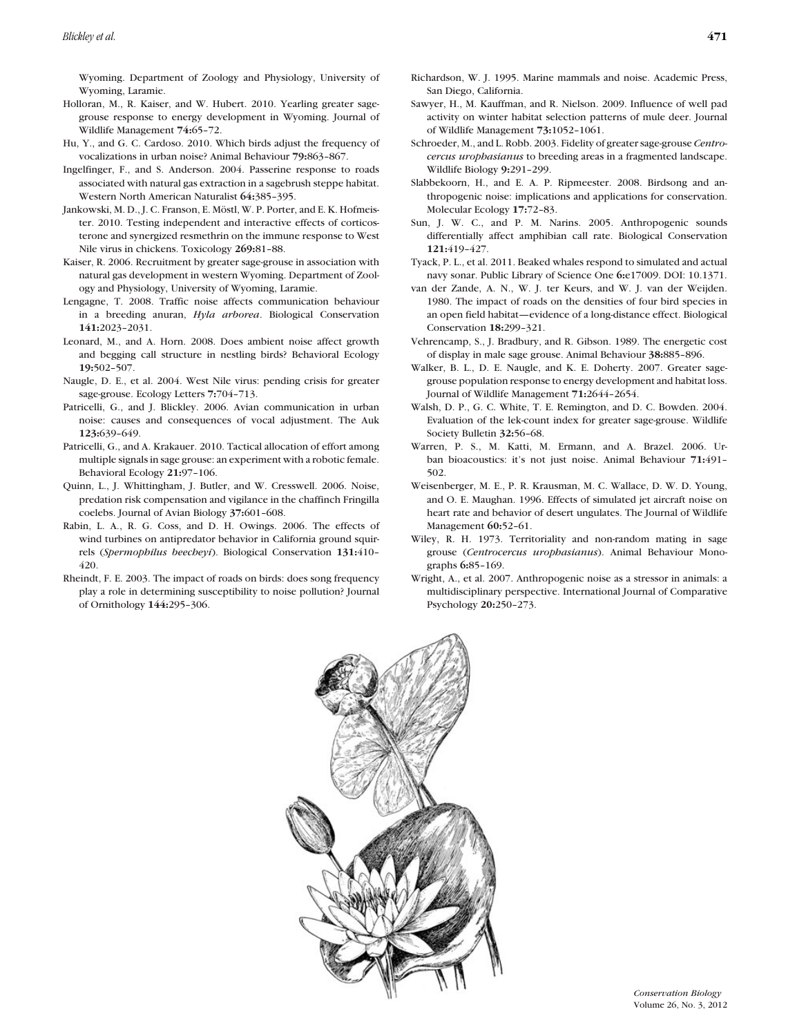Wyoming. Department of Zoology and Physiology, University of Wyoming, Laramie.

Holloran, M., R. Kaiser, and W. Hubert. 2010. Yearling greater sage-grouse response to energy development in Wyoming. Journal of Wildlife Management **74:**65–72.

Hu, Y., and G. C. Cardoso. 2010. Which birds adjust the frequency of vocalizations in urban noise? Animal Behaviour **79:**863–867.

Ingelfinger, F., and S. Anderson. 2004. Passerine response to roads associated with natural gas extraction in a sagebrush steppe habitat. Western North American Naturalist **64:**385–395.

Jankowski, M. D., J. C. Franson, E. Möstl, W. P. Porter, and E. K. Hofmeister. 2010. Testing independent and interactive effects of corticosterone and synergized resmethrin on the immune response to West Nile virus in chickens. Toxicology **269:**81–88.

Kaiser, R. 2006. Recruitment by greater sage-grouse in association with natural gas development in western Wyoming. Department of Zoology and Physiology, University of Wyoming, Laramie.

Lengagne, T. 2008. Traffic noise affects communication behaviour in a breeding anuran, *Hyla arborea*. Biological Conservation **141:**2023–2031.

Leonard, M., and A. Horn. 2008. Does ambient noise affect growth and begging call structure in nestling birds? Behavioral Ecology **19:**502–507.

Naugle, D. E., et al. 2004. West Nile virus: pending crisis for greater sage-grouse. Ecology Letters **7:**704–713.

Patricelli, G., and J. Blickley. 2006. Avian communication in urban noise: causes and consequences of vocal adjustment. The Auk **123:**639–649.

Patricelli, G., and A. Krakauer. 2010. Tactical allocation of effort among multiple signals in sage grouse: an experiment with a robotic female. Behavioral Ecology **21:**97–106.

Quinn, L., J. Whittingham, J. Butler, and W. Cresswell. 2006. Noise, predation risk compensation and vigilance in the chaffinch Fringilla coelebs. Journal of Avian Biology **37:**601–608.

Rabin, L. A., R. G. Coss, and D. H. Owings. 2006. The effects of wind turbines on antipredator behavior in California ground squirrels (*Spermophilus beecheyi*). Biological Conservation **131:**410–420.

Rheindt, F. E. 2003. The impact of roads on birds: does song frequency play a role in determining susceptibility to noise pollution? Journal of Ornithology **144:**295–306.

Richardson, W. J. 1995. Marine mammals and noise. Academic Press, San Diego, California.

Sawyer, H., M. Kauffman, and R. Nielson. 2009. Influence of well pad activity on winter habitat selection patterns of mule deer. Journal of Wildlife Management **73:**1052–1061.

Schroeder, M., and L. Robb. 2003. Fidelity of greater sage-grouse *Centrocercus urophasianus* to breeding areas in a fragmented landscape. Wildlife Biology **9:**291–299.

Slabbekoorn, H., and E. A. P. Ripmeester. 2008. Birdsong and anthropogenic noise: implications and applications for conservation. Molecular Ecology **17:**72–83.

Sun, J. W. C., and P. M. Narins. 2005. Anthropogenic sounds differentially affect amphibian call rate. Biological Conservation **121:**419–427.

Tyack, P. L., et al. 2011. Beaked whales respond to simulated and actual navy sonar. Public Library of Science One **6:**e17009. DOI: 10.1371.

van der Zande, A. N., W. J. ter Keurs, and W. J. van der Weijden. 1980. The impact of roads on the densities of four bird species in an open field habitat—evidence of a long-distance effect. Biological Conservation **18:**299–321.

Vehrencamp, S., J. Bradbury, and R. Gibson. 1989. The energetic cost of display in male sage grouse. Animal Behaviour **38:**885–896.

Walker, B. L., D. E. Naugle, and K. E. Doherty. 2007. Greater sage-grouse population response to energy development and habitat loss. Journal of Wildlife Management **71:**2644–2654.

Walsh, D. P., G. C. White, T. E. Remington, and D. C. Bowden. 2004. Evaluation of the lek-count index for greater sage-grouse. Wildlife Society Bulletin **32:**56–68.

Warren, P. S., M. Katti, M. Ermann, and A. Brazel. 2006. Urban bioacoustics: it's not just noise. Animal Behaviour **71:**491–502.

Weisenberger, M. E., P. R. Krausman, M. C. Wallace, D. W. D. Young, and O. E. Maughan. 1996. Effects of simulated jet aircraft noise on heart rate and behavior of desert ungulates. The Journal of Wildlife Management **60:**52–61.

Wiley, R. H. 1973. Territoriality and non-random mating in sage grouse (*Centrocercus urophasianus*). Animal Behaviour Monographs **6:**85–169.

Wright, A., et al. 2007. Anthropogenic noise as a stressor in animals: a multidisciplinary perspective. International Journal of Comparative Psychology **20:**250–273.